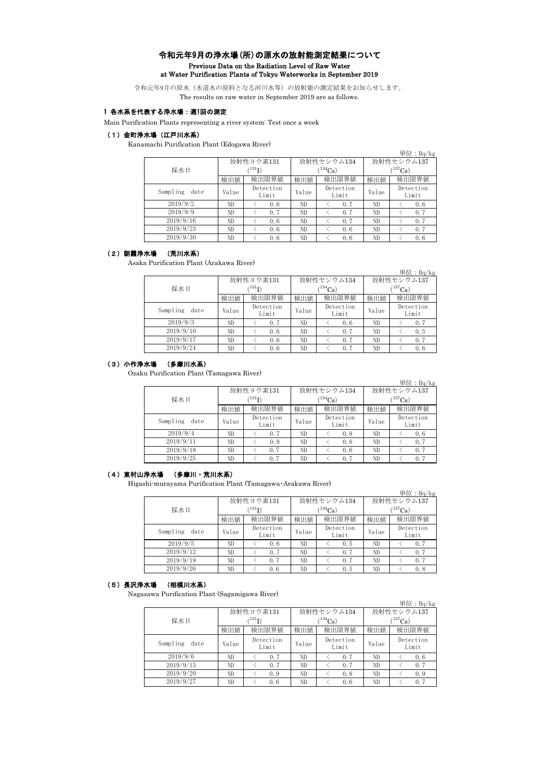# 令和元年9月の浄水場(所)の原水の放射能測定結果について

**Previous Data on the Radiation Level of Raw Water at Water Purification Plants of Tokyo Waterworks in September 2019**

令和元年9月の原水（水道水の原料となる河川水等）の放射能の測定結果をお知らせします。
The results on raw water in September 2019 are as follows.

## 1 各水系を代表する浄水場：週1回の測定

Main Purification Plants representing a river system: Test once a week

### （1）金町浄水場（江戸川水系）

Kanamachi Purification Plant (Edogawa River)

単位：Bq/kg

| 採水日 | 放射性ヨウ素131 ($^{131}$I) | | 放射性セシウム134 ($^{134}$Cs) | | 放射性セシウム137 ($^{137}$Cs) | |
|---|---|---|---|---|---|---|
| | 検出値 | 検出限界値 | 検出値 | 検出限界値 | 検出値 | 検出限界値 |
| Sampling date | Value | Detection Limit | Value | Detection Limit | Value | Detection Limit |
| 2019/9/2 | ND | ＜ 0.6 | ND | ＜ 0.7 | ND | ＜ 0.6 |
| 2019/9/9 | ND | ＜ 0.7 | ND | ＜ 0.7 | ND | ＜ 0.7 |
| 2019/9/16 | ND | ＜ 0.6 | ND | ＜ 0.7 | ND | ＜ 0.7 |
| 2019/9/23 | ND | ＜ 0.6 | ND | ＜ 0.6 | ND | ＜ 0.7 |
| 2019/9/30 | ND | ＜ 0.6 | ND | ＜ 0.6 | ND | ＜ 0.6 |

### （2）朝霞浄水場 （荒川水系）

Asaka Purification Plant (Arakawa River)

単位：Bq/kg

| 採水日 | 放射性ヨウ素131 ($^{131}$I) | | 放射性セシウム134 ($^{134}$Cs) | | 放射性セシウム137 ($^{137}$Cs) | |
|---|---|---|---|---|---|---|
| | 検出値 | 検出限界値 | 検出値 | 検出限界値 | 検出値 | 検出限界値 |
| Sampling date | Value | Detection Limit | Value | Detection Limit | Value | Detection Limit |
| 2019/9/3 | ND | ＜ 0.7 | ND | ＜ 0.6 | ND | ＜ 0.7 |
| 2019/9/10 | ND | ＜ 0.6 | ND | ＜ 0.7 | ND | ＜ 0.5 |
| 2019/9/17 | ND | ＜ 0.6 | ND | ＜ 0.7 | ND | ＜ 0.7 |
| 2019/9/24 | ND | ＜ 0.6 | ND | ＜ 0.7 | ND | ＜ 0.6 |

### （3）小作浄水場 （多摩川水系）

Ozaku Purification Plant (Tamagawa River)

単位：Bq/kg

| 採水日 | 放射性ヨウ素131 ($^{131}$I) | | 放射性セシウム134 ($^{134}$Cs) | | 放射性セシウム137 ($^{137}$Cs) | |
|---|---|---|---|---|---|---|
| | 検出値 | 検出限界値 | 検出値 | 検出限界値 | 検出値 | 検出限界値 |
| Sampling date | Value | Detection Limit | Value | Detection Limit | Value | Detection Limit |
| 2019/9/4 | ND | ＜ 0.7 | ND | ＜ 0.8 | ND | ＜ 0.6 |
| 2019/9/11 | ND | ＜ 0.8 | ND | ＜ 0.8 | ND | ＜ 0.7 |
| 2019/9/18 | ND | ＜ 0.7 | ND | ＜ 0.6 | ND | ＜ 0.7 |
| 2019/9/25 | ND | ＜ 0.7 | ND | ＜ 0.7 | ND | ＜ 0.7 |

### （4）東村山浄水場 （多摩川・荒川水系）

Higashi-murayama Purification Plant (Tamagawa･Arakawa River)

単位：Bq/kg

| 採水日 | 放射性ヨウ素131 ($^{131}$I) | | 放射性セシウム134 ($^{134}$Cs) | | 放射性セシウム137 ($^{137}$Cs) | |
|---|---|---|---|---|---|---|
| | 検出値 | 検出限界値 | 検出値 | 検出限界値 | 検出値 | 検出限界値 |
| Sampling date | Value | Detection Limit | Value | Detection Limit | Value | Detection Limit |
| 2019/9/5 | ND | ＜ 0.6 | ND | ＜ 0.5 | ND | ＜ 0.7 |
| 2019/9/12 | ND | ＜ 0.7 | ND | ＜ 0.7 | ND | ＜ 0.7 |
| 2019/9/19 | ND | ＜ 0.7 | ND | ＜ 0.7 | ND | ＜ 0.7 |
| 2019/9/26 | ND | ＜ 0.6 | ND | ＜ 0.5 | ND | ＜ 0.8 |

### （5）長沢浄水場 （相模川水系）

Nagasawa Purification Plant (Sagamigawa River)

単位：Bq/kg

| 採水日 | 放射性ヨウ素131 ($^{131}$I) | | 放射性セシウム134 ($^{134}$Cs) | | 放射性セシウム137 ($^{137}$Cs) | |
|---|---|---|---|---|---|---|
| | 検出値 | 検出限界値 | 検出値 | 検出限界値 | 検出値 | 検出限界値 |
| Sampling date | Value | Detection Limit | Value | Detection Limit | Value | Detection Limit |
| 2019/9/6 | ND | ＜ 0.7 | ND | ＜ 0.7 | ND | ＜ 0.6 |
| 2019/9/13 | ND | ＜ 0.7 | ND | ＜ 0.7 | ND | ＜ 0.7 |
| 2019/9/20 | ND | ＜ 0.9 | ND | ＜ 0.8 | ND | ＜ 0.9 |
| 2019/9/27 | ND | ＜ 0.6 | ND | ＜ 0.6 | ND | ＜ 0.7 |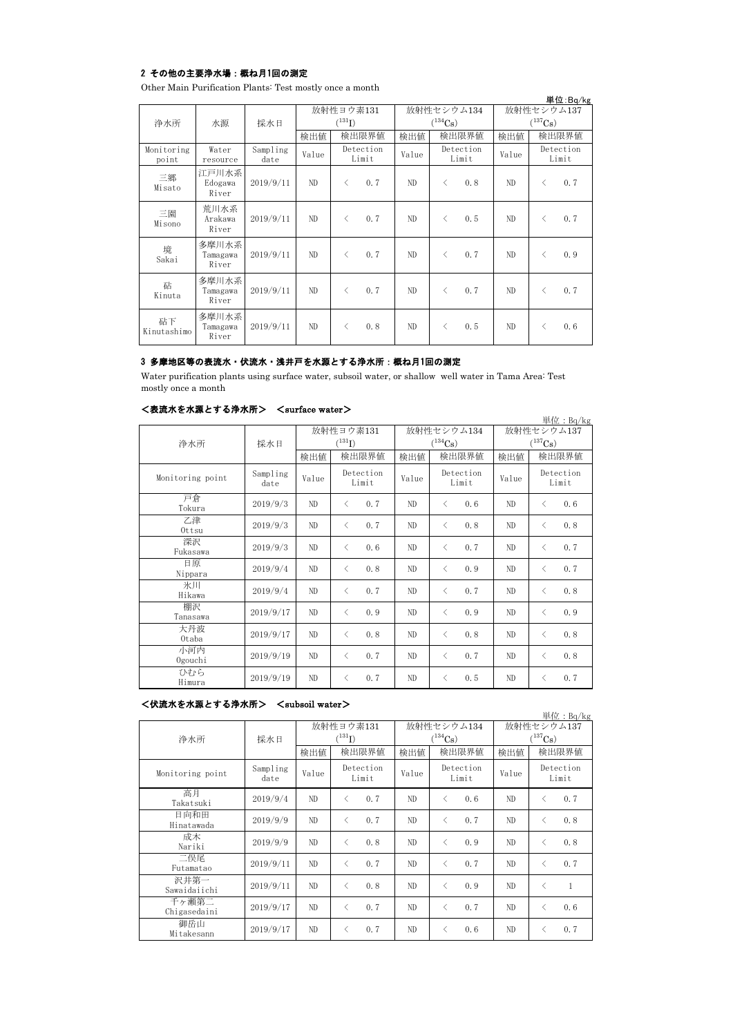## 2 その他の主要浄水場：概ね月1回の測定

Other Main Purification Plants: Test mostly once a month

単位：Bq/kg

| 浄水所 | 水源 | 採水日 | 放射性ヨウ素131 ($^{131}I$) | | | 放射性セシウム134 ($^{134}Cs$) | | | 放射性セシウム137 ($^{137}Cs$) | | |
|---|---|---|---|---|---|---|---|---|---|---|---|
| | | | 検出値 | 検出限界値 | | 検出値 | 検出限界値 | | 検出値 | 検出限界値 | |
| Monitoring point | Water resource | Sampling date | Value | Detection Limit | | Value | Detection Limit | | Value | Detection Limit | |
| 三郷 Misato | 江戸川水系 Edogawa River | 2019/9/11 | ND | < | 0.7 | ND | < | 0.8 | ND | < | 0.7 |
| 三園 Misono | 荒川水系 Arakawa River | 2019/9/11 | ND | < | 0.7 | ND | < | 0.5 | ND | < | 0.7 |
| 境 Sakai | 多摩川水系 Tamagawa River | 2019/9/11 | ND | < | 0.7 | ND | < | 0.7 | ND | < | 0.9 |
| 砧 Kinuta | 多摩川水系 Tamagawa River | 2019/9/11 | ND | < | 0.7 | ND | < | 0.7 | ND | < | 0.7 |
| 砧下 Kinutashimo | 多摩川水系 Tamagawa River | 2019/9/11 | ND | < | 0.8 | ND | < | 0.5 | ND | < | 0.6 |

## 3 多摩地区等の表流水・伏流水・浅井戸を水源とする浄水所：概ね月1回の測定

Water purification plants using surface water, subsoil water, or shallow well water in Tama Area: Test mostly once a month

### ＜表流水を水源とする浄水所＞ ＜surface water＞

単位：Bq/kg

| 浄水所 | 採水日 | 放射性ヨウ素131 ($^{131}I$) | | | 放射性セシウム134 ($^{134}Cs$) | | | 放射性セシウム137 ($^{137}Cs$) | | |
|---|---|---|---|---|---|---|---|---|---|---|
| | | 検出値 | 検出限界値 | | 検出値 | 検出限界値 | | 検出値 | 検出限界値 | |
| Monitoring point | Sampling date | Value | Detection Limit | | Value | Detection Limit | | Value | Detection Limit | |
| 戸倉 Tokura | 2019/9/3 | ND | < | 0.7 | ND | < | 0.6 | ND | < | 0.6 |
| 乙津 Ottsu | 2019/9/3 | ND | < | 0.7 | ND | < | 0.8 | ND | < | 0.8 |
| 深沢 Fukasawa | 2019/9/3 | ND | < | 0.6 | ND | < | 0.7 | ND | < | 0.7 |
| 日原 Nippara | 2019/9/4 | ND | < | 0.8 | ND | < | 0.9 | ND | < | 0.7 |
| 氷川 Hikawa | 2019/9/4 | ND | < | 0.7 | ND | < | 0.7 | ND | < | 0.8 |
| 棚沢 Tanasawa | 2019/9/17 | ND | < | 0.9 | ND | < | 0.9 | ND | < | 0.9 |
| 大丹波 Otaba | 2019/9/17 | ND | < | 0.8 | ND | < | 0.8 | ND | < | 0.8 |
| 小河内 Ogouchi | 2019/9/19 | ND | < | 0.7 | ND | < | 0.7 | ND | < | 0.8 |
| ひむら Himura | 2019/9/19 | ND | < | 0.7 | ND | < | 0.5 | ND | < | 0.7 |

### ＜伏流水を水源とする浄水所＞ ＜subsoil water＞

単位：Bq/kg

| 浄水所 | 採水日 | 放射性ヨウ素131 ($^{131}I$) | | | 放射性セシウム134 ($^{134}Cs$) | | | 放射性セシウム137 ($^{137}Cs$) | | |
|---|---|---|---|---|---|---|---|---|---|---|
| | | 検出値 | 検出限界値 | | 検出値 | 検出限界値 | | 検出値 | 検出限界値 | |
| Monitoring point | Sampling date | Value | Detection Limit | | Value | Detection Limit | | Value | Detection Limit | |
| 高月 Takatsuki | 2019/9/4 | ND | < | 0.7 | ND | < | 0.6 | ND | < | 0.7 |
| 日向和田 Hinatawada | 2019/9/9 | ND | < | 0.7 | ND | < | 0.7 | ND | < | 0.8 |
| 成木 Nariki | 2019/9/9 | ND | < | 0.8 | ND | < | 0.9 | ND | < | 0.8 |
| 二俣尾 Futamatao | 2019/9/11 | ND | < | 0.7 | ND | < | 0.7 | ND | < | 0.7 |
| 沢井第一 Sawaidaiichi | 2019/9/11 | ND | < | 0.8 | ND | < | 0.9 | ND | < | 1 |
| 千ヶ瀬第二 Chigasedaini | 2019/9/17 | ND | < | 0.7 | ND | < | 0.7 | ND | < | 0.6 |
| 御岳山 Mitakesann | 2019/9/17 | ND | < | 0.7 | ND | < | 0.6 | ND | < | 0.7 |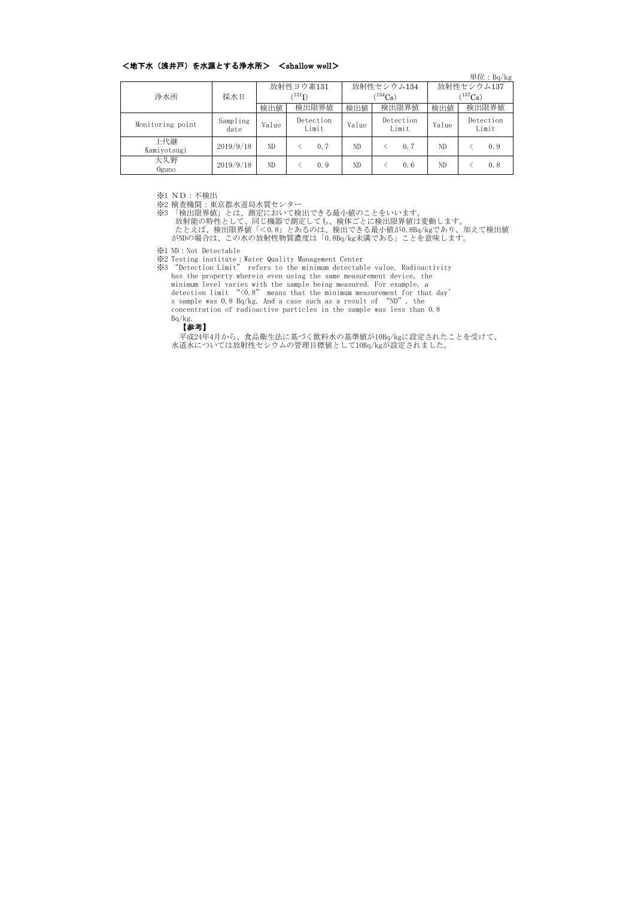## ＜地下水（浅井戸）を水源とする浄水所＞　＜shallow well＞

単位：Bq/kg

| 浄水所 | 採水日 | 放射性ヨウ素131 ($^{131}I$) | | 放射性セシウム134 ($^{134}Cs$) | | 放射性セシウム137 ($^{137}Cs$) | |
|---|---|---|---|---|---|---|---|
| | | 検出値 | 検出限界値 | 検出値 | 検出限界値 | 検出値 | 検出限界値 |
| Monitoring point | Sampling date | Value | Detection Limit | Value | Detection Limit | Value | Detection Limit |
| 上代継 Kamiyotsugi | 2019/9/18 | ND | ＜　0.7 | ND | ＜　0.7 | ND | ＜　0.9 |
| 大久野 Oguno | 2019/9/18 | ND | ＜　0.9 | ND | ＜　0.6 | ND | ＜　0.8 |

※1 ＮＤ：不検出

※2 検査機関：東京都水道局水質センター

※3 「検出限界値」とは、測定において検出できる最小値のことをいいます。
放射能の特性として、同じ機器で測定しても、検体ごとに検出限界値は変動します。
たとえば、検出限界値「＜0.8」とあるのは、検出できる最小値が0.8Bq/kgであり、加えて検出値がNDの場合は、この水の放射性物質濃度は「0.8Bq/kg未満である」ことを意味します。

※1 ND：Not Detectable

※2 Testing institute：Water Quality Management Center

※3 "Detection Limit" refers to the minimum detectable value. Radioactivity has the property wherein even using the same measurement device, the minimum level varies with the sample being measured. For example, a detection limit "<0.8" means that the minimum measurement for that day's sample was 0.8 Bq/kg. And a case such as a result of "ND", the concentration of radioactive particles in the sample was less than 0.8 Bq/kg.

**【参考】**

平成24年4月から、食品衛生法に基づく飲料水の基準値が10Bq/kgに設定されたことを受けて、水道水については放射性セシウムの管理目標値として10Bq/kgが設定されました。